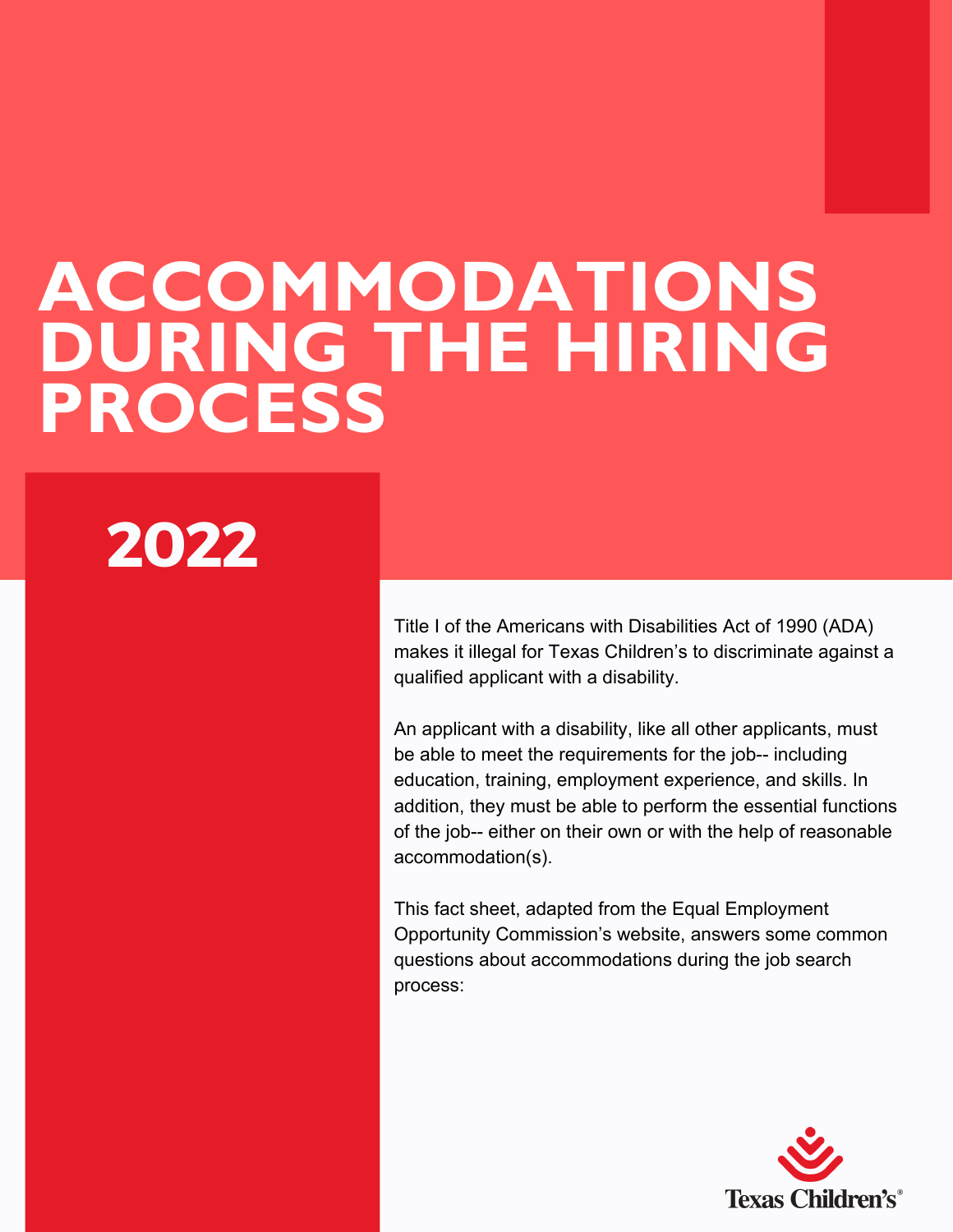# ACCOMMODATIONS DURING THE HIRING PROCESS

## 2022

Title I of the Americans with Disabilities Act of 1990 (ADA) makes it illegal for Texas Children's to discriminate against a qualified applicant with a disability.

An applicant with a disability, like all other applicants, must be able to meet the requirements for the job-- including education, training, employment experience, and skills. In addition, they must be able to perform the essential functions of the job-- either on their own or with the help of reasonable accommodation(s).

This fact sheet, adapted from the Equal Employment Opportunity Commission's website, answers some common questions about accommodations during the job search process:

Texas Children's®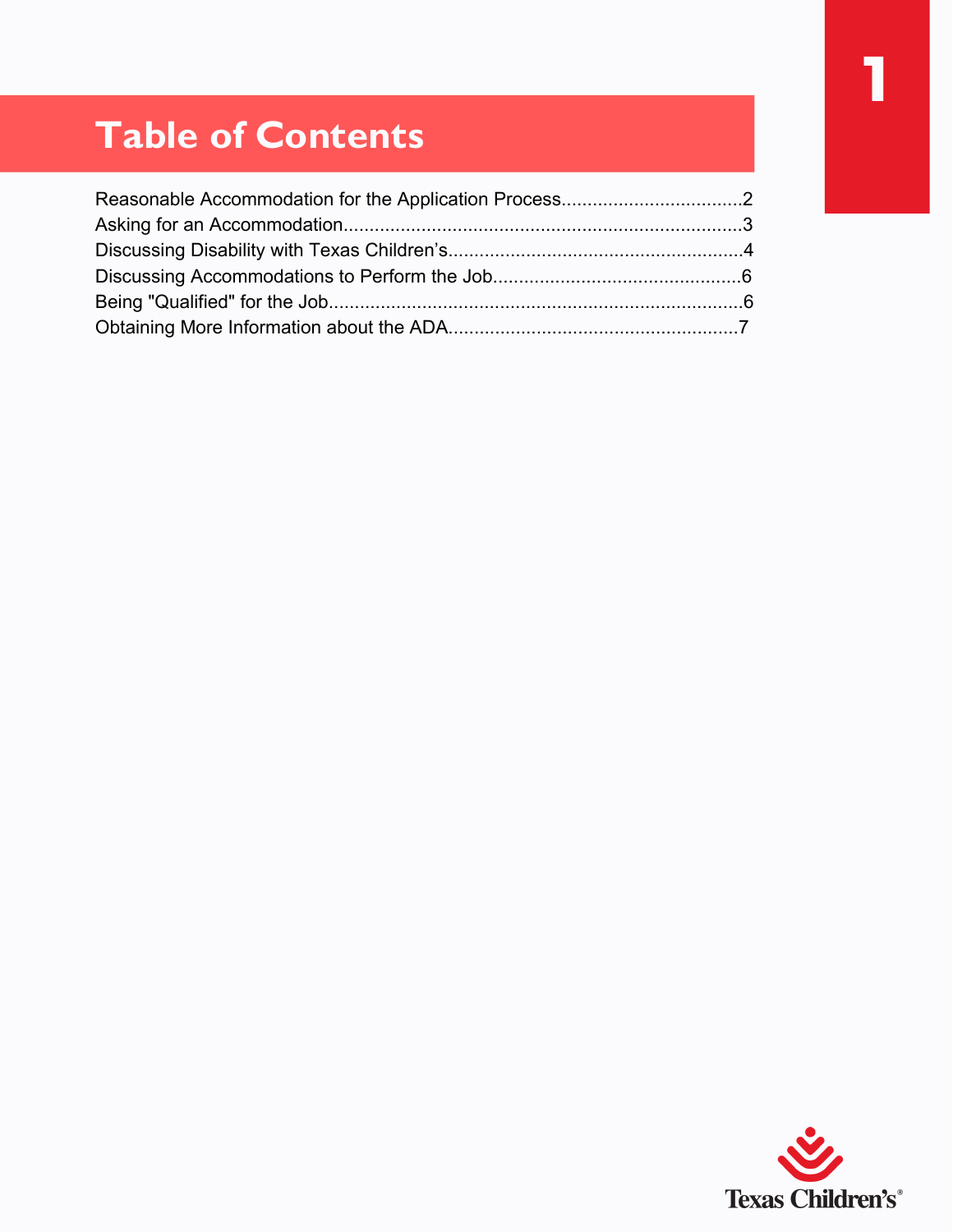# Table of Contents

Reasonable Accommodation for the Application Process....................................2
Asking for an Accommodation..............................................................................3
Discussing Disability with Texas Children's..........................................................4
Discussing Accommodations to Perform the Job.................................................6
Being "Qualified" for the Job.................................................................................6
Obtaining More Information about the ADA.........................................................7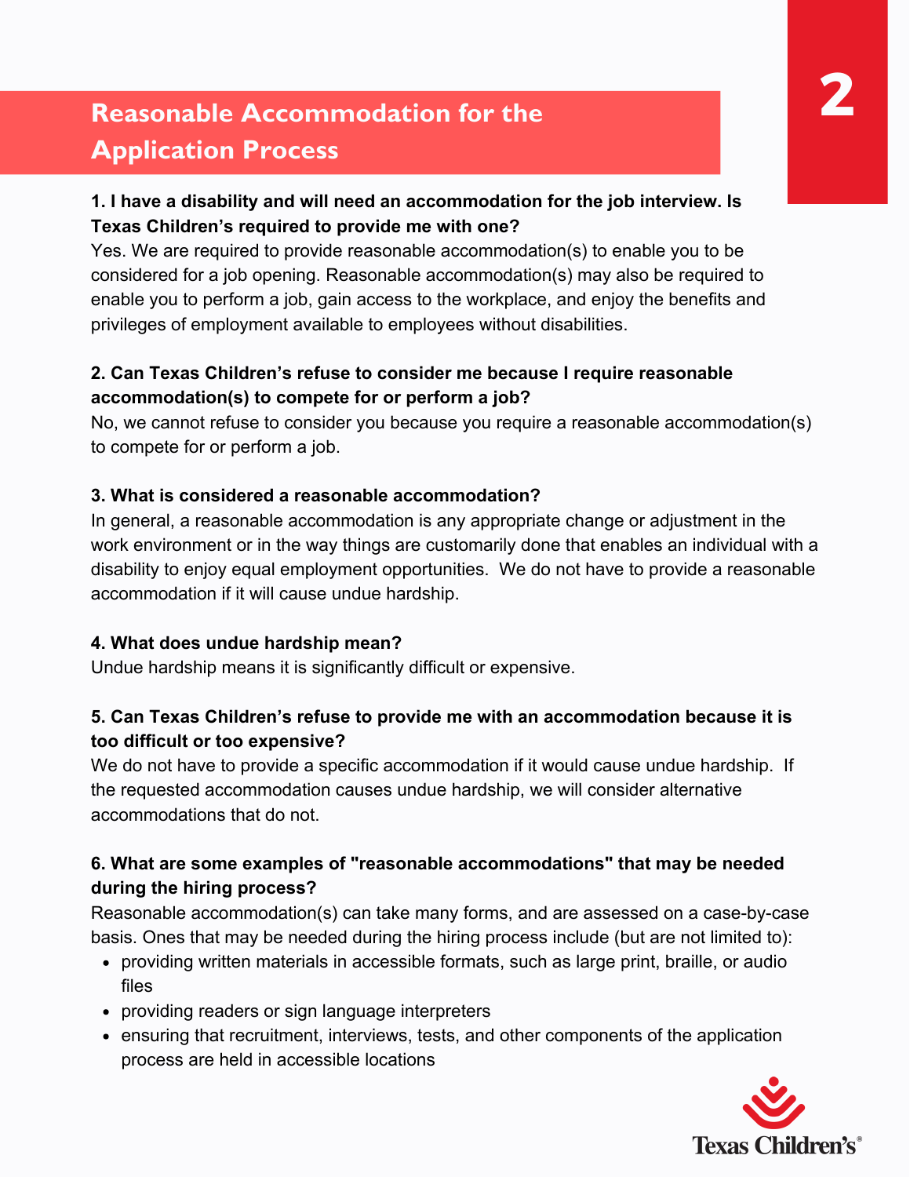## Reasonable Accommodation for the Application Process

**1. I have a disability and will need an accommodation for the job interview. Is Texas Children's required to provide me with one?**

Yes. We are required to provide reasonable accommodation(s) to enable you to be considered for a job opening. Reasonable accommodation(s) may also be required to enable you to perform a job, gain access to the workplace, and enjoy the benefits and privileges of employment available to employees without disabilities.

**2. Can Texas Children's refuse to consider me because I require reasonable accommodation(s) to compete for or perform a job?**

No, we cannot refuse to consider you because you require a reasonable accommodation(s) to compete for or perform a job.

**3. What is considered a reasonable accommodation?**

In general, a reasonable accommodation is any appropriate change or adjustment in the work environment or in the way things are customarily done that enables an individual with a disability to enjoy equal employment opportunities. We do not have to provide a reasonable accommodation if it will cause undue hardship.

**4. What does undue hardship mean?**

Undue hardship means it is significantly difficult or expensive.

**5. Can Texas Children's refuse to provide me with an accommodation because it is too difficult or too expensive?**

We do not have to provide a specific accommodation if it would cause undue hardship. If the requested accommodation causes undue hardship, we will consider alternative accommodations that do not.

**6. What are some examples of "reasonable accommodations" that may be needed during the hiring process?**

Reasonable accommodation(s) can take many forms, and are assessed on a case-by-case basis. Ones that may be needed during the hiring process include (but are not limited to):

- providing written materials in accessible formats, such as large print, braille, or audio files
- providing readers or sign language interpreters
- ensuring that recruitment, interviews, tests, and other components of the application process are held in accessible locations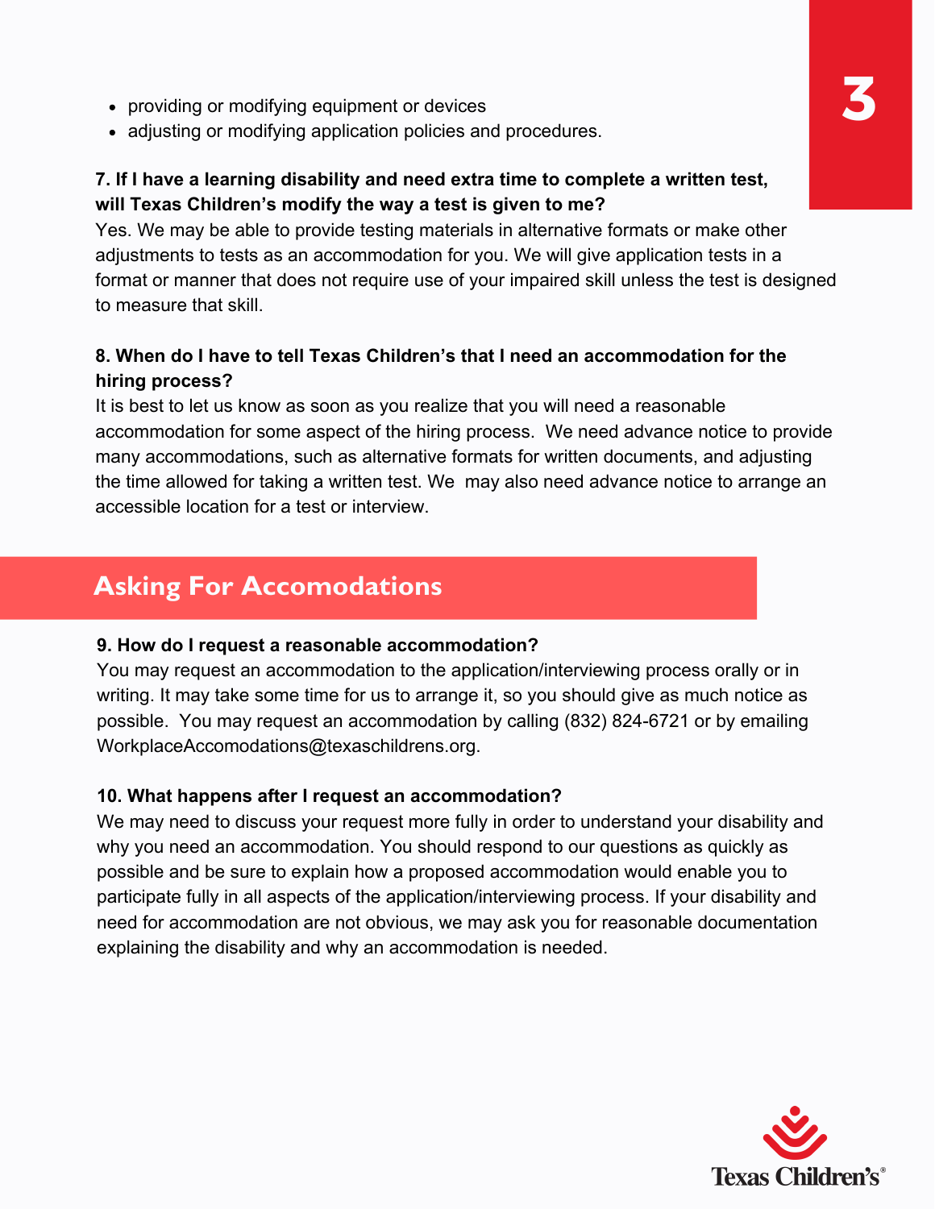- providing or modifying equipment or devices
- adjusting or modifying application policies and procedures.

**7. If I have a learning disability and need extra time to complete a written test, will Texas Children's modify the way a test is given to me?**

Yes. We may be able to provide testing materials in alternative formats or make other adjustments to tests as an accommodation for you. We will give application tests in a format or manner that does not require use of your impaired skill unless the test is designed to measure that skill.

**8. When do I have to tell Texas Children's that I need an accommodation for the hiring process?**

It is best to let us know as soon as you realize that you will need a reasonable accommodation for some aspect of the hiring process. We need advance notice to provide many accommodations, such as alternative formats for written documents, and adjusting the time allowed for taking a written test. We may also need advance notice to arrange an accessible location for a test or interview.

## Asking For Accomodations

**9. How do I request a reasonable accommodation?**

You may request an accommodation to the application/interviewing process orally or in writing. It may take some time for us to arrange it, so you should give as much notice as possible. You may request an accommodation by calling (832) 824-6721 or by emailing WorkplaceAccomodations@texaschildrens.org.

**10. What happens after I request an accommodation?**

We may need to discuss your request more fully in order to understand your disability and why you need an accommodation. You should respond to our questions as quickly as possible and be sure to explain how a proposed accommodation would enable you to participate fully in all aspects of the application/interviewing process. If your disability and need for accommodation are not obvious, we may ask you for reasonable documentation explaining the disability and why an accommodation is needed.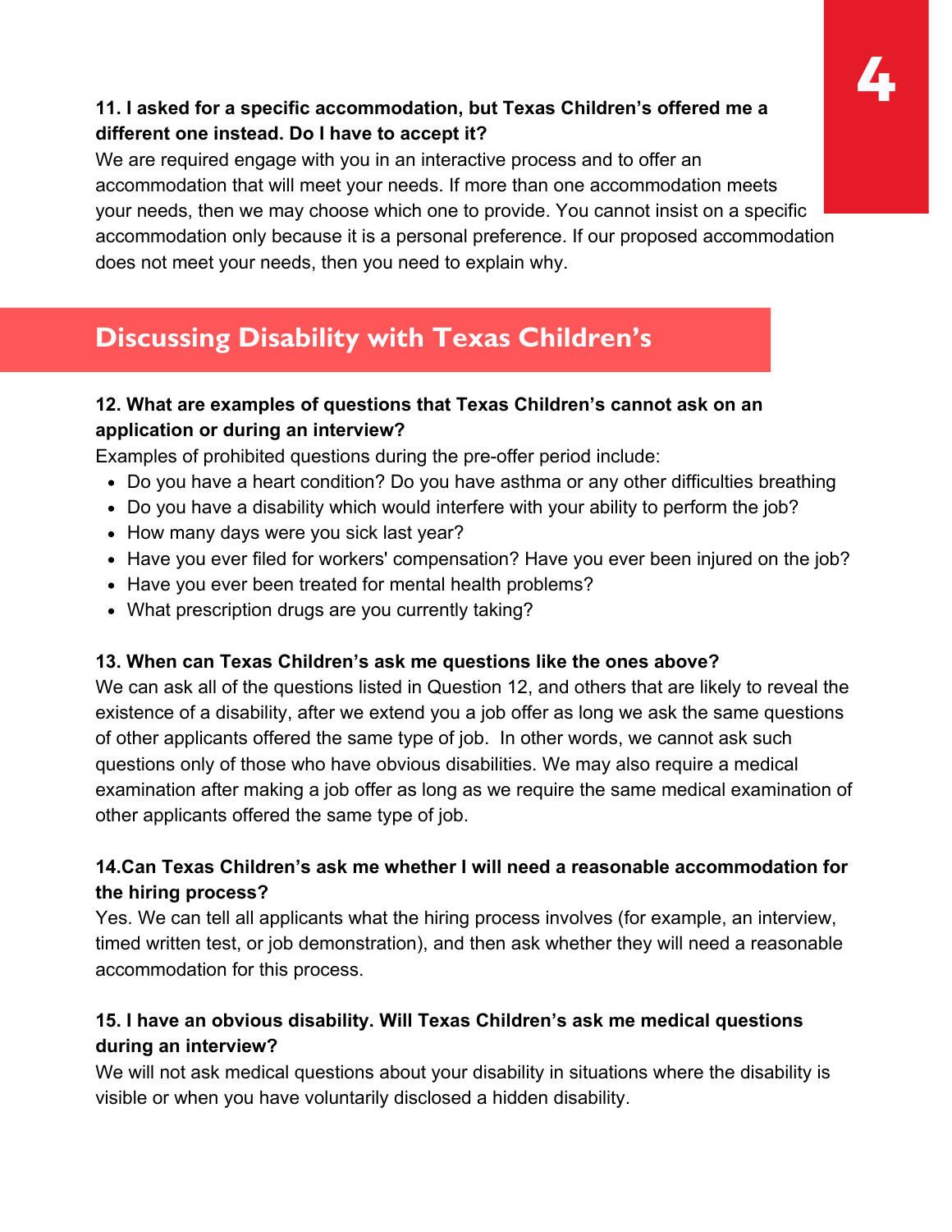**11. I asked for a specific accommodation, but Texas Children's offered me a different one instead. Do I have to accept it?**

We are required engage with you in an interactive process and to offer an accommodation that will meet your needs. If more than one accommodation meets your needs, then we may choose which one to provide. You cannot insist on a specific accommodation only because it is a personal preference. If our proposed accommodation does not meet your needs, then you need to explain why.

## Discussing Disability with Texas Children's

**12. What are examples of questions that Texas Children's cannot ask on an application or during an interview?**

Examples of prohibited questions during the pre-offer period include:

- Do you have a heart condition? Do you have asthma or any other difficulties breathing
- Do you have a disability which would interfere with your ability to perform the job?
- How many days were you sick last year?
- Have you ever filed for workers' compensation? Have you ever been injured on the job?
- Have you ever been treated for mental health problems?
- What prescription drugs are you currently taking?

**13. When can Texas Children's ask me questions like the ones above?**

We can ask all of the questions listed in Question 12, and others that are likely to reveal the existence of a disability, after we extend you a job offer as long we ask the same questions of other applicants offered the same type of job. In other words, we cannot ask such questions only of those who have obvious disabilities. We may also require a medical examination after making a job offer as long as we require the same medical examination of other applicants offered the same type of job.

**14.Can Texas Children's ask me whether I will need a reasonable accommodation for the hiring process?**

Yes. We can tell all applicants what the hiring process involves (for example, an interview, timed written test, or job demonstration), and then ask whether they will need a reasonable accommodation for this process.

**15. I have an obvious disability. Will Texas Children's ask me medical questions during an interview?**

We will not ask medical questions about your disability in situations where the disability is visible or when you have voluntarily disclosed a hidden disability.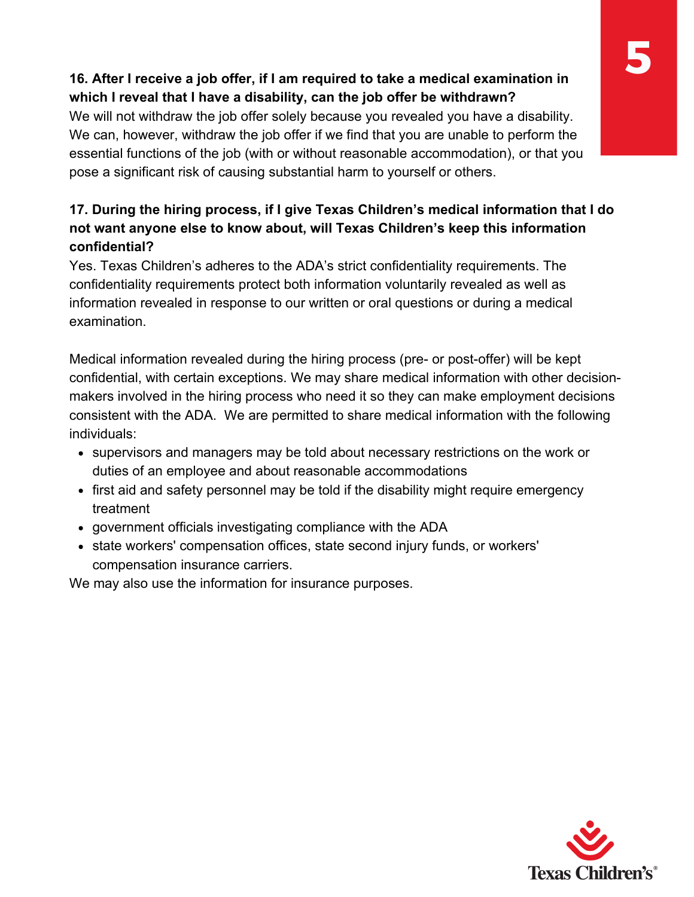**16. After I receive a job offer, if I am required to take a medical examination in which I reveal that I have a disability, can the job offer be withdrawn?**

We will not withdraw the job offer solely because you revealed you have a disability. We can, however, withdraw the job offer if we find that you are unable to perform the essential functions of the job (with or without reasonable accommodation), or that you pose a significant risk of causing substantial harm to yourself or others.

**17. During the hiring process, if I give Texas Children's medical information that I do not want anyone else to know about, will Texas Children's keep this information confidential?**

Yes. Texas Children's adheres to the ADA's strict confidentiality requirements. The confidentiality requirements protect both information voluntarily revealed as well as information revealed in response to our written or oral questions or during a medical examination.

Medical information revealed during the hiring process (pre- or post-offer) will be kept confidential, with certain exceptions. We may share medical information with other decision-makers involved in the hiring process who need it so they can make employment decisions consistent with the ADA. We are permitted to share medical information with the following individuals:

- supervisors and managers may be told about necessary restrictions on the work or duties of an employee and about reasonable accommodations
- first aid and safety personnel may be told if the disability might require emergency treatment
- government officials investigating compliance with the ADA
- state workers' compensation offices, state second injury funds, or workers' compensation insurance carriers.

We may also use the information for insurance purposes.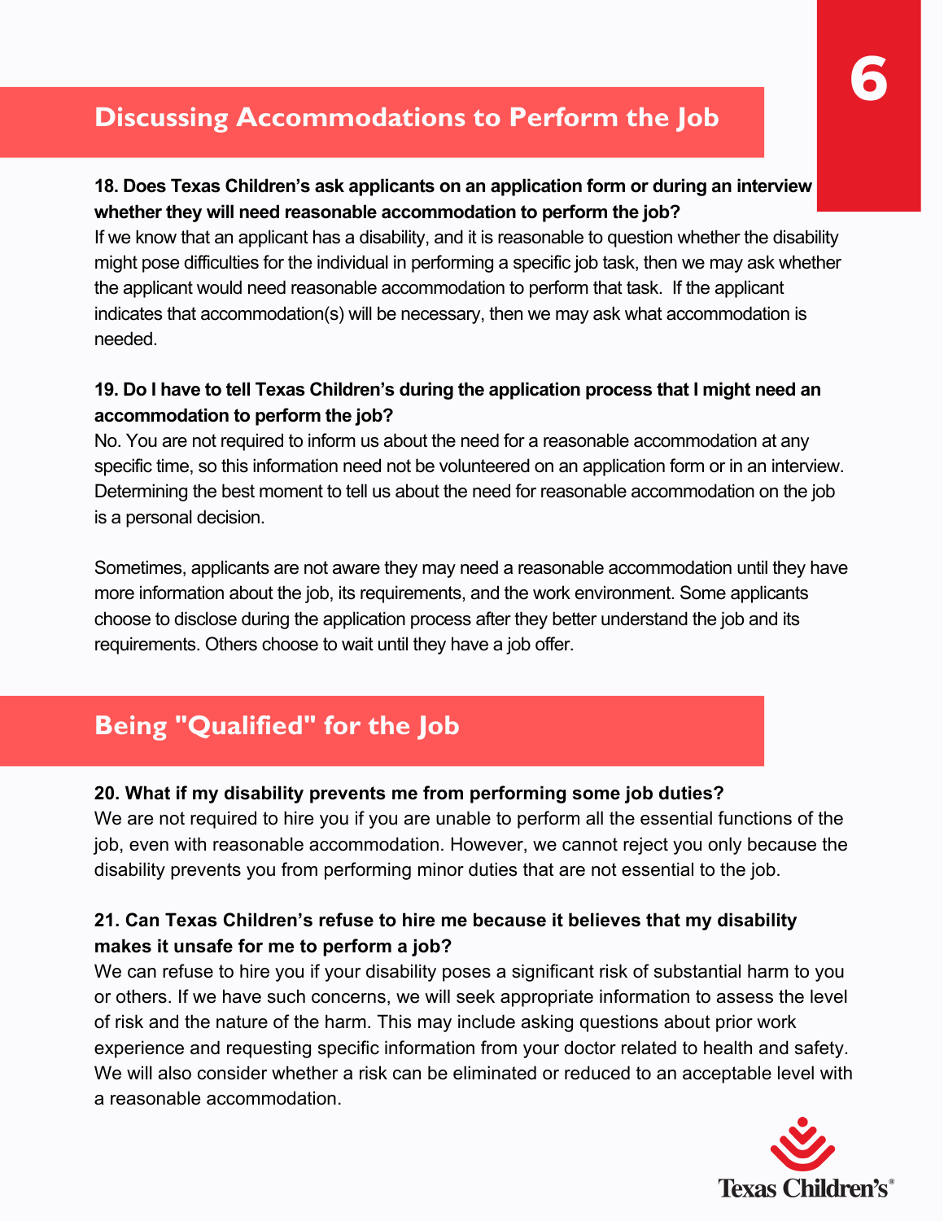## Discussing Accommodations to Perform the Job

**18. Does Texas Children's ask applicants on an application form or during an interview whether they will need reasonable accommodation to perform the job?**

If we know that an applicant has a disability, and it is reasonable to question whether the disability might pose difficulties for the individual in performing a specific job task, then we may ask whether the applicant would need reasonable accommodation to perform that task. If the applicant indicates that accommodation(s) will be necessary, then we may ask what accommodation is needed.

**19. Do I have to tell Texas Children's during the application process that I might need an accommodation to perform the job?**

No. You are not required to inform us about the need for a reasonable accommodation at any specific time, so this information need not be volunteered on an application form or in an interview. Determining the best moment to tell us about the need for reasonable accommodation on the job is a personal decision.

Sometimes, applicants are not aware they may need a reasonable accommodation until they have more information about the job, its requirements, and the work environment. Some applicants choose to disclose during the application process after they better understand the job and its requirements. Others choose to wait until they have a job offer.

## Being "Qualified" for the Job

**20. What if my disability prevents me from performing some job duties?**

We are not required to hire you if you are unable to perform all the essential functions of the job, even with reasonable accommodation. However, we cannot reject you only because the disability prevents you from performing minor duties that are not essential to the job.

**21. Can Texas Children's refuse to hire me because it believes that my disability makes it unsafe for me to perform a job?**

We can refuse to hire you if your disability poses a significant risk of substantial harm to you or others. If we have such concerns, we will seek appropriate information to assess the level of risk and the nature of the harm. This may include asking questions about prior work experience and requesting specific information from your doctor related to health and safety. We will also consider whether a risk can be eliminated or reduced to an acceptable level with a reasonable accommodation.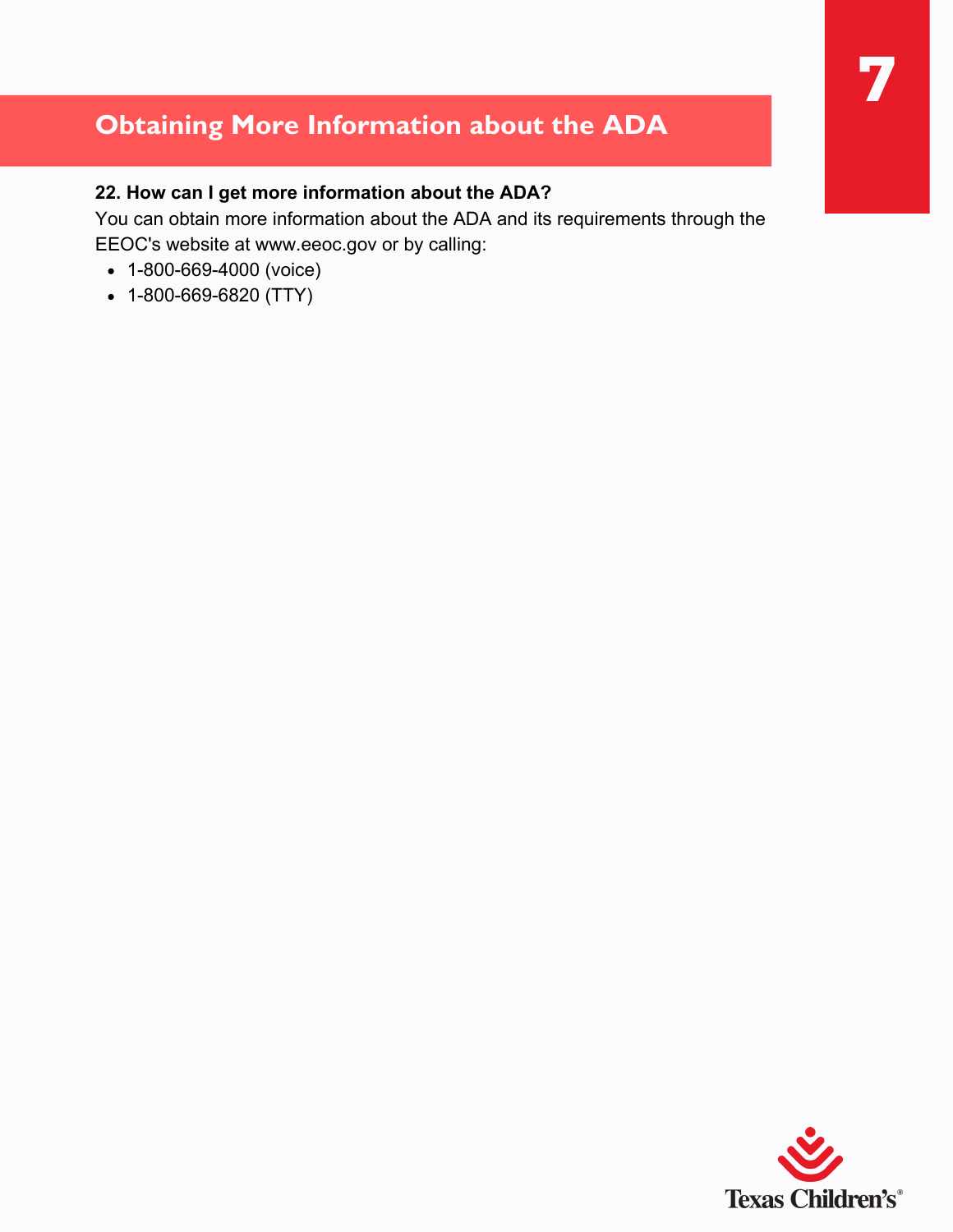## Obtaining More Information about the ADA

**22. How can I get more information about the ADA?**

You can obtain more information about the ADA and its requirements through the EEOC's website at www.eeoc.gov or by calling:

- 1-800-669-4000 (voice)
- 1-800-669-6820 (TTY)